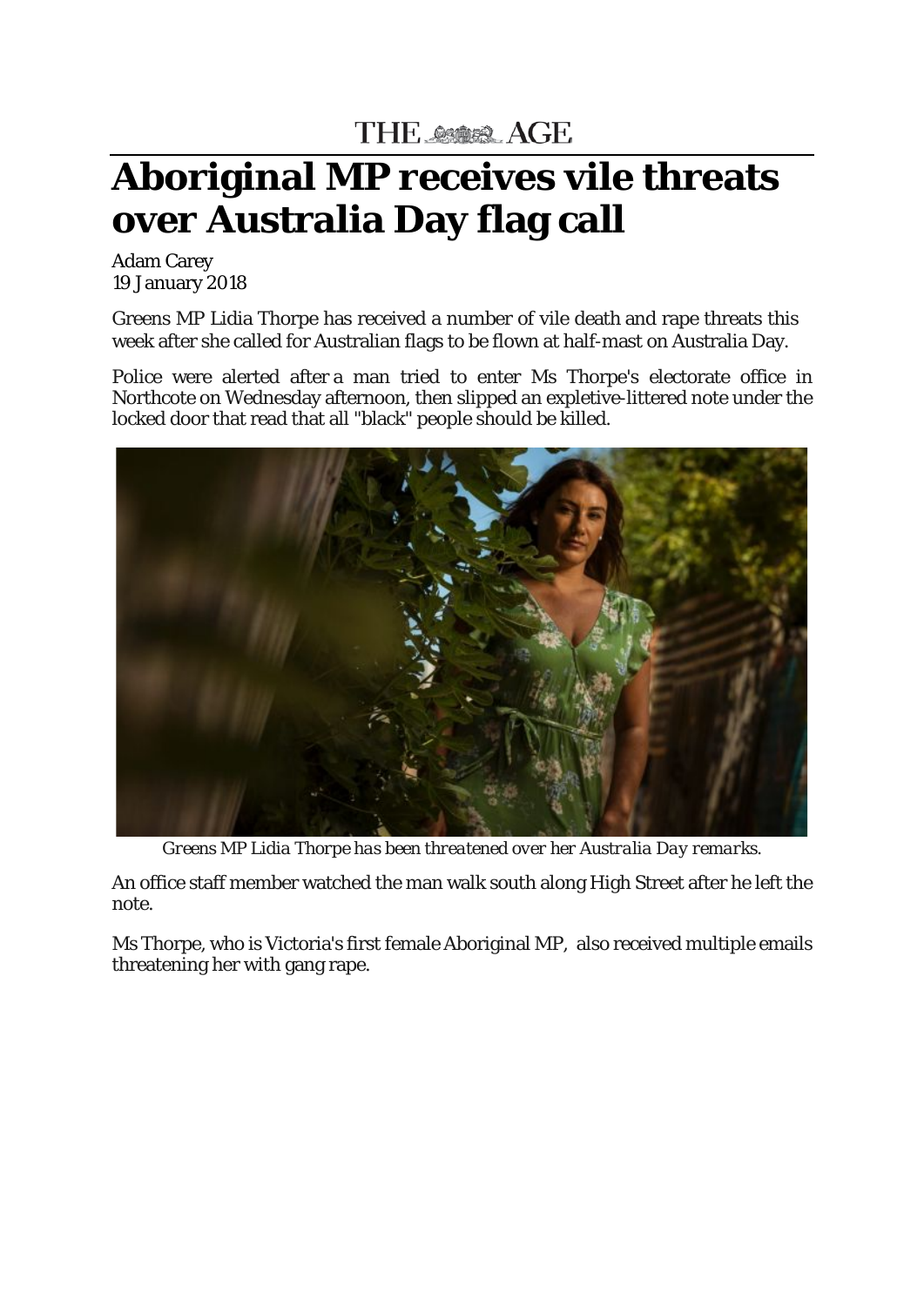THE AGE

# Aboriginal MP receives vile threats over Australia Day flag call

Adam Carey
19 January 2018

Greens MP Lidia Thorpe has received a number of vile death and rape threats this week after she called for Australian flags to be flown at half-mast on Australia Day.

Police were alerted after a man tried to enter Ms Thorpe's electorate office in Northcote on Wednesday afternoon, then slipped an expletive-littered note under the locked door that read that all "black" people should be killed.

*Greens MP Lidia Thorpe has been threatened over her Australia Day remarks.*

An office staff member watched the man walk south along High Street after he left the note.

Ms Thorpe, who is Victoria's first female Aboriginal MP, also received multiple emails threatening her with gang rape.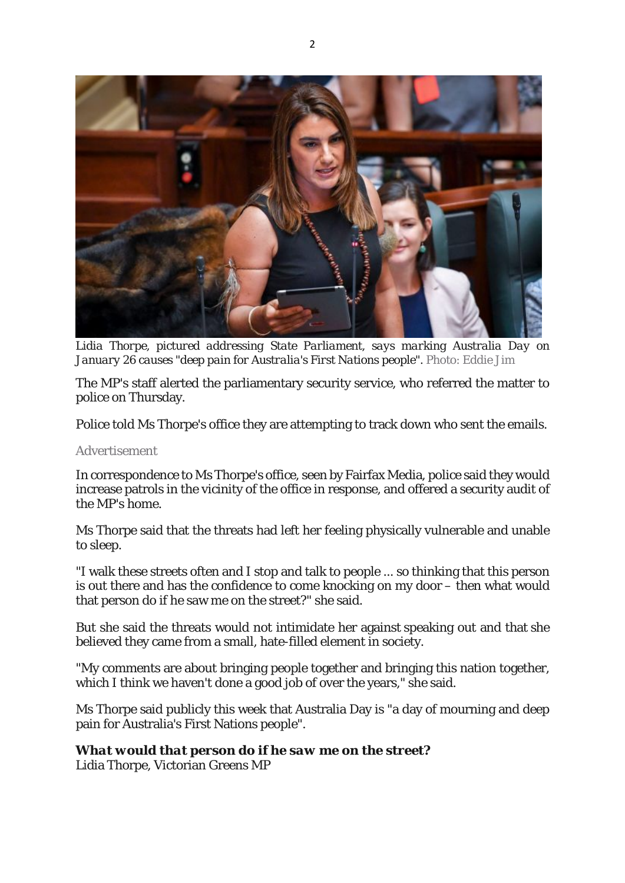*Lidia Thorpe, pictured addressing State Parliament, says marking Australia Day on January 26 causes "deep pain for Australia's First Nations people".* Photo: Eddie Jim

The MP's staff alerted the parliamentary security service, who referred the matter to police on Thursday.

Police told Ms Thorpe's office they are attempting to track down who sent the emails.

Advertisement

In correspondence to Ms Thorpe's office, seen by Fairfax Media, police said they would increase patrols in the vicinity of the office in response, and offered a security audit of the MP's home.

Ms Thorpe said that the threats had left her feeling physically vulnerable and unable to sleep.

"I walk these streets often and I stop and talk to people ... so thinking that this person is out there and has the confidence to come knocking on my door – then what would that person do if he saw me on the street?" she said.

But she said the threats would not intimidate her against speaking out and that she believed they came from a small, hate-filled element in society.

"My comments are about bringing people together and bringing this nation together, which I think we haven't done a good job of over the years," she said.

Ms Thorpe said publicly this week that Australia Day is "a day of mourning and deep pain for Australia's First Nations people".

***What would that person do if he saw me on the street?***
Lidia Thorpe, Victorian Greens MP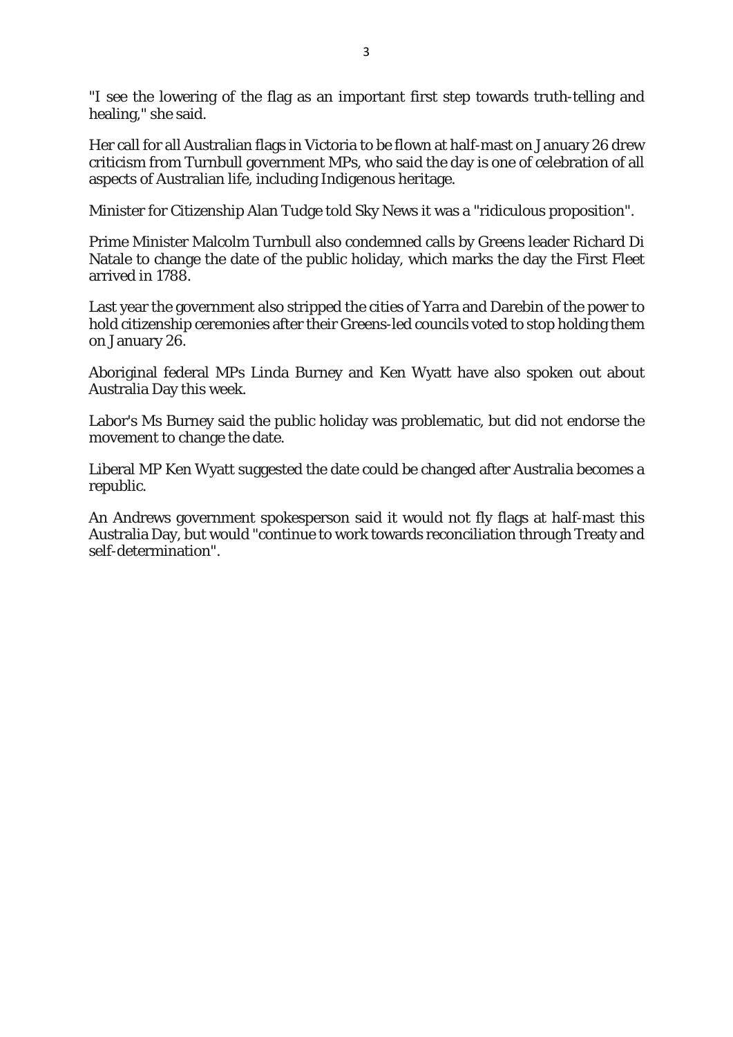"I see the lowering of the flag as an important first step towards truth-telling and healing," she said.

Her call for all Australian flags in Victoria to be flown at half-mast on January 26 drew criticism from Turnbull government MPs, who said the day is one of celebration of all aspects of Australian life, including Indigenous heritage.

Minister for Citizenship Alan Tudge told Sky News it was a "ridiculous proposition".

Prime Minister Malcolm Turnbull also condemned calls by Greens leader Richard Di Natale to change the date of the public holiday, which marks the day the First Fleet arrived in 1788.

Last year the government also stripped the cities of Yarra and Darebin of the power to hold citizenship ceremonies after their Greens-led councils voted to stop holding them on January 26.

Aboriginal federal MPs Linda Burney and Ken Wyatt have also spoken out about Australia Day this week.

Labor's Ms Burney said the public holiday was problematic, but did not endorse the movement to change the date.

Liberal MP Ken Wyatt suggested the date could be changed after Australia becomes a republic.

An Andrews government spokesperson said it would not fly flags at half-mast this Australia Day, but would "continue to work towards reconciliation through Treaty and self-determination".